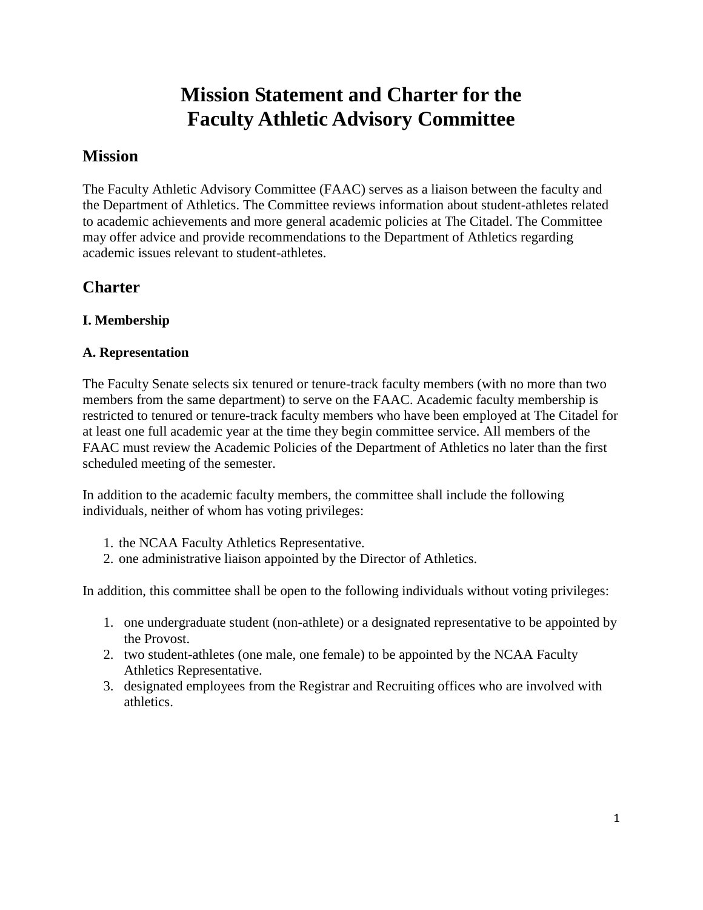# Mission Statement and Charter for the Faculty Athletic Advisory Committee

## Mission

The Faculty Athletic Advisory Committee (FAAC) serves as a liaison between the faculty and the Department of Athletics. The Committee reviews information about student-athletes related to academic achievements and more general academic policies at The Citadel. The Committee may offer advice and provide recommendations to the Department of Athletics regarding academic issues relevant to student-athletes.

## Charter

### I. Membership

### A. Representation

The Faculty Senate selects six tenured or tenure-track faculty members (with no more than two members from the same department) to serve on the FAAC. Academic faculty membership is restricted to tenured or tenure-track faculty members who have been employed at The Citadel for at least one full academic year at the time they begin committee service. All members of the FAAC must review the Academic Policies of the Department of Athletics no later than the first scheduled meeting of the semester.

In addition to the academic faculty members, the committee shall include the following individuals, neither of whom has voting privileges:

1. the NCAA Faculty Athletics Representative.
2. one administrative liaison appointed by the Director of Athletics.

In addition, this committee shall be open to the following individuals without voting privileges:

1. one undergraduate student (non-athlete) or a designated representative to be appointed by the Provost.
2. two student-athletes (one male, one female) to be appointed by the NCAA Faculty Athletics Representative.
3. designated employees from the Registrar and Recruiting offices who are involved with athletics.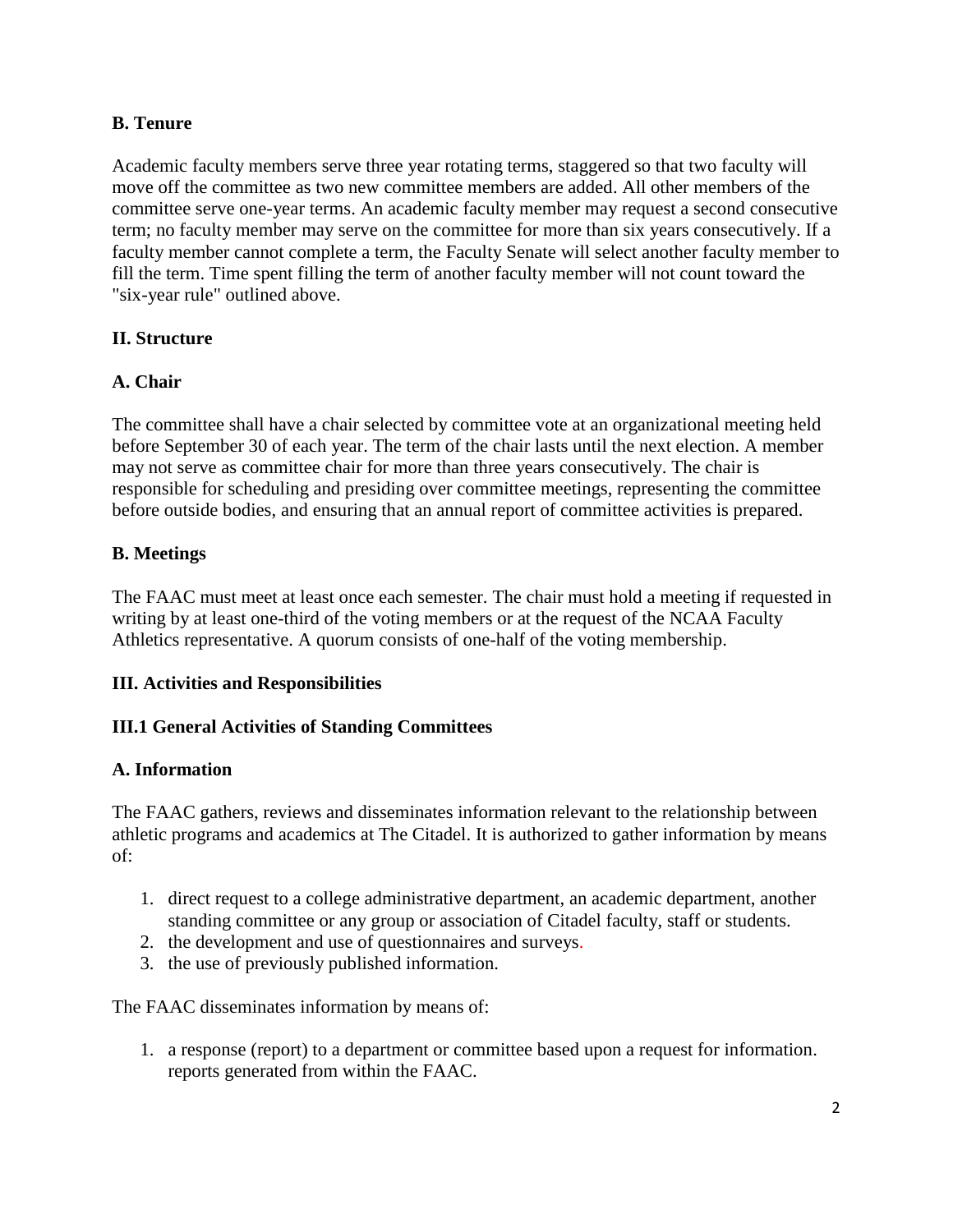**B. Tenure**

Academic faculty members serve three year rotating terms, staggered so that two faculty will move off the committee as two new committee members are added. All other members of the committee serve one-year terms. An academic faculty member may request a second consecutive term; no faculty member may serve on the committee for more than six years consecutively. If a faculty member cannot complete a term, the Faculty Senate will select another faculty member to fill the term. Time spent filling the term of another faculty member will not count toward the "six-year rule" outlined above.

## II. Structure

**A. Chair**

The committee shall have a chair selected by committee vote at an organizational meeting held before September 30 of each year. The term of the chair lasts until the next election. A member may not serve as committee chair for more than three years consecutively. The chair is responsible for scheduling and presiding over committee meetings, representing the committee before outside bodies, and ensuring that an annual report of committee activities is prepared.

**B. Meetings**

The FAAC must meet at least once each semester. The chair must hold a meeting if requested in writing by at least one-third of the voting members or at the request of the NCAA Faculty Athletics representative. A quorum consists of one-half of the voting membership.

## III. Activities and Responsibilities

### III.1 General Activities of Standing Committees

**A. Information**

The FAAC gathers, reviews and disseminates information relevant to the relationship between athletic programs and academics at The Citadel. It is authorized to gather information by means of:

1. direct request to a college administrative department, an academic department, another standing committee or any group or association of Citadel faculty, staff or students.
2. the development and use of questionnaires and surveys.
3. the use of previously published information.

The FAAC disseminates information by means of:

1. a response (report) to a department or committee based upon a request for information. reports generated from within the FAAC.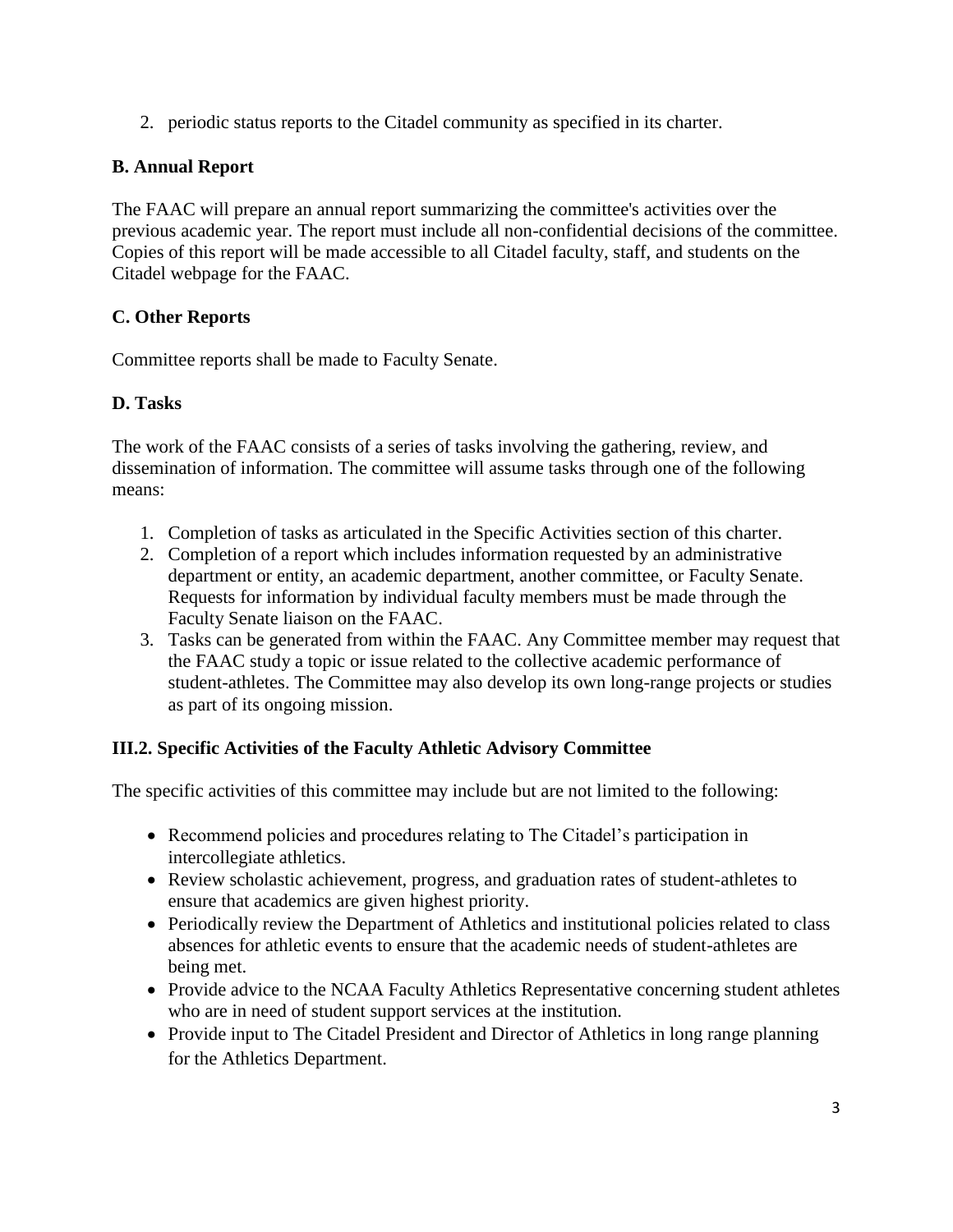2. periodic status reports to the Citadel community as specified in its charter.

### B. Annual Report

The FAAC will prepare an annual report summarizing the committee's activities over the previous academic year. The report must include all non-confidential decisions of the committee. Copies of this report will be made accessible to all Citadel faculty, staff, and students on the Citadel webpage for the FAAC.

### C. Other Reports

Committee reports shall be made to Faculty Senate.

### D. Tasks

The work of the FAAC consists of a series of tasks involving the gathering, review, and dissemination of information. The committee will assume tasks through one of the following means:

1. Completion of tasks as articulated in the Specific Activities section of this charter.
2. Completion of a report which includes information requested by an administrative department or entity, an academic department, another committee, or Faculty Senate. Requests for information by individual faculty members must be made through the Faculty Senate liaison on the FAAC.
3. Tasks can be generated from within the FAAC. Any Committee member may request that the FAAC study a topic or issue related to the collective academic performance of student-athletes. The Committee may also develop its own long-range projects or studies as part of its ongoing mission.

## III.2. Specific Activities of the Faculty Athletic Advisory Committee

The specific activities of this committee may include but are not limited to the following:

- Recommend policies and procedures relating to The Citadel's participation in intercollegiate athletics.
- Review scholastic achievement, progress, and graduation rates of student-athletes to ensure that academics are given highest priority.
- Periodically review the Department of Athletics and institutional policies related to class absences for athletic events to ensure that the academic needs of student-athletes are being met.
- Provide advice to the NCAA Faculty Athletics Representative concerning student athletes who are in need of student support services at the institution.
- Provide input to The Citadel President and Director of Athletics in long range planning for the Athletics Department.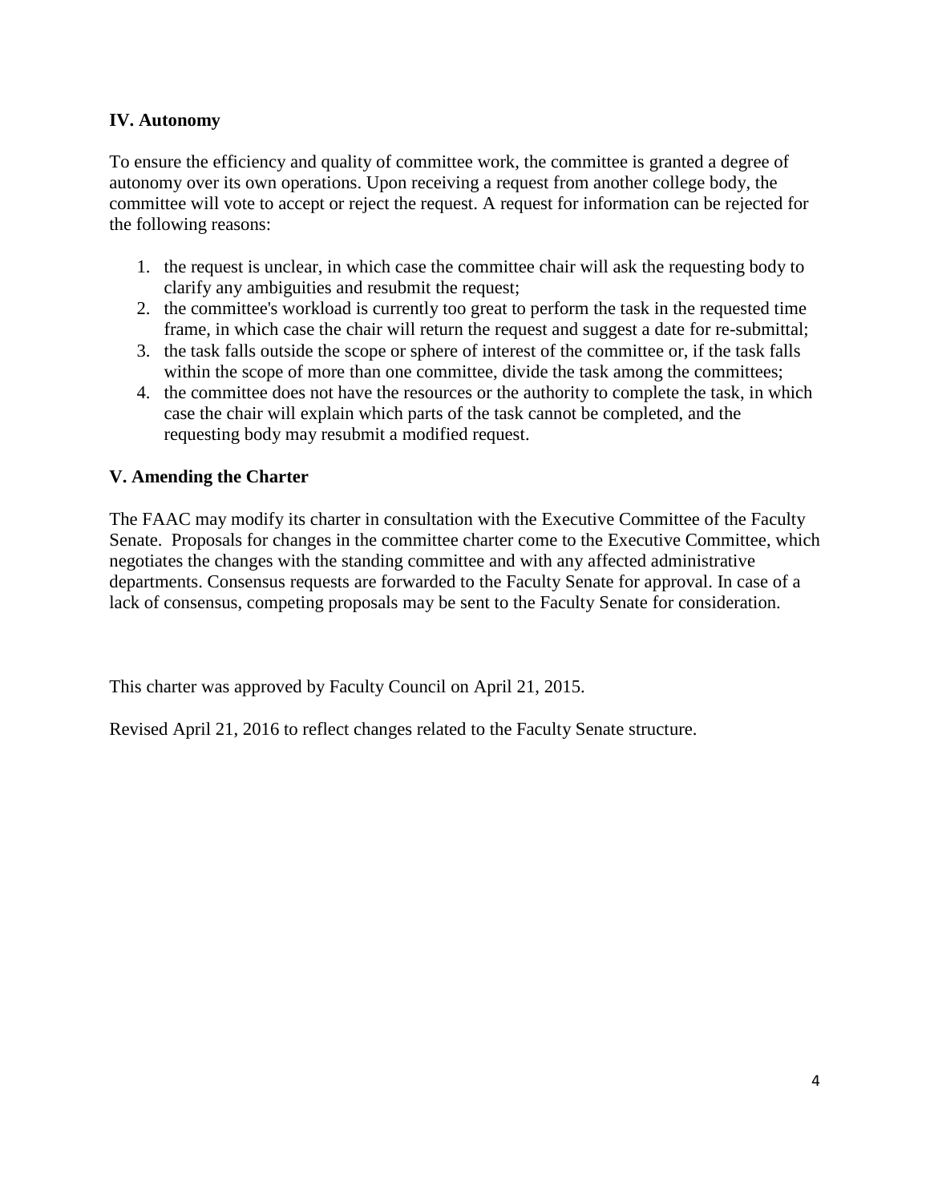## IV. Autonomy

To ensure the efficiency and quality of committee work, the committee is granted a degree of autonomy over its own operations. Upon receiving a request from another college body, the committee will vote to accept or reject the request. A request for information can be rejected for the following reasons:

1. the request is unclear, in which case the committee chair will ask the requesting body to clarify any ambiguities and resubmit the request;
2. the committee's workload is currently too great to perform the task in the requested time frame, in which case the chair will return the request and suggest a date for re-submittal;
3. the task falls outside the scope or sphere of interest of the committee or, if the task falls within the scope of more than one committee, divide the task among the committees;
4. the committee does not have the resources or the authority to complete the task, in which case the chair will explain which parts of the task cannot be completed, and the requesting body may resubmit a modified request.

## V. Amending the Charter

The FAAC may modify its charter in consultation with the Executive Committee of the Faculty Senate. Proposals for changes in the committee charter come to the Executive Committee, which negotiates the changes with the standing committee and with any affected administrative departments. Consensus requests are forwarded to the Faculty Senate for approval. In case of a lack of consensus, competing proposals may be sent to the Faculty Senate for consideration.

This charter was approved by Faculty Council on April 21, 2015.

Revised April 21, 2016 to reflect changes related to the Faculty Senate structure.